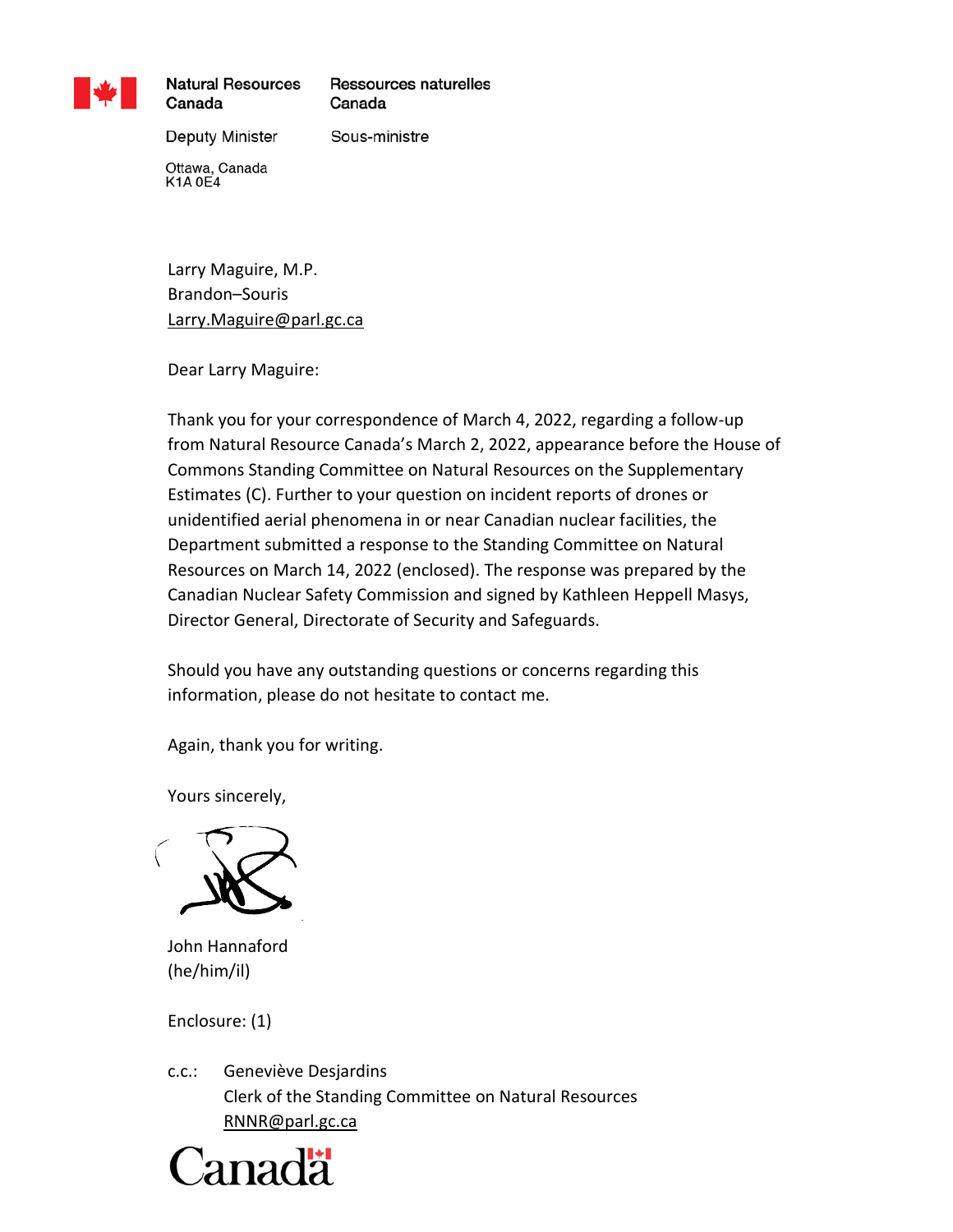Natural Resources Canada | Ressources naturelles Canada

Deputy Minister | Sous-ministre

Ottawa, Canada
K1A 0E4

Larry Maguire, M.P.
Brandon–Souris
Larry.Maguire@parl.gc.ca

Dear Larry Maguire:

Thank you for your correspondence of March 4, 2022, regarding a follow-up from Natural Resource Canada's March 2, 2022, appearance before the House of Commons Standing Committee on Natural Resources on the Supplementary Estimates (C). Further to your question on incident reports of drones or unidentified aerial phenomena in or near Canadian nuclear facilities, the Department submitted a response to the Standing Committee on Natural Resources on March 14, 2022 (enclosed). The response was prepared by the Canadian Nuclear Safety Commission and signed by Kathleen Heppell Masys, Director General, Directorate of Security and Safeguards.

Should you have any outstanding questions or concerns regarding this information, please do not hesitate to contact me.

Again, thank you for writing.

Yours sincerely,

John Hannaford
(he/him/il)

Enclosure: (1)

c.c.: Geneviève Desjardins
Clerk of the Standing Committee on Natural Resources
RNNR@parl.gc.ca

Canada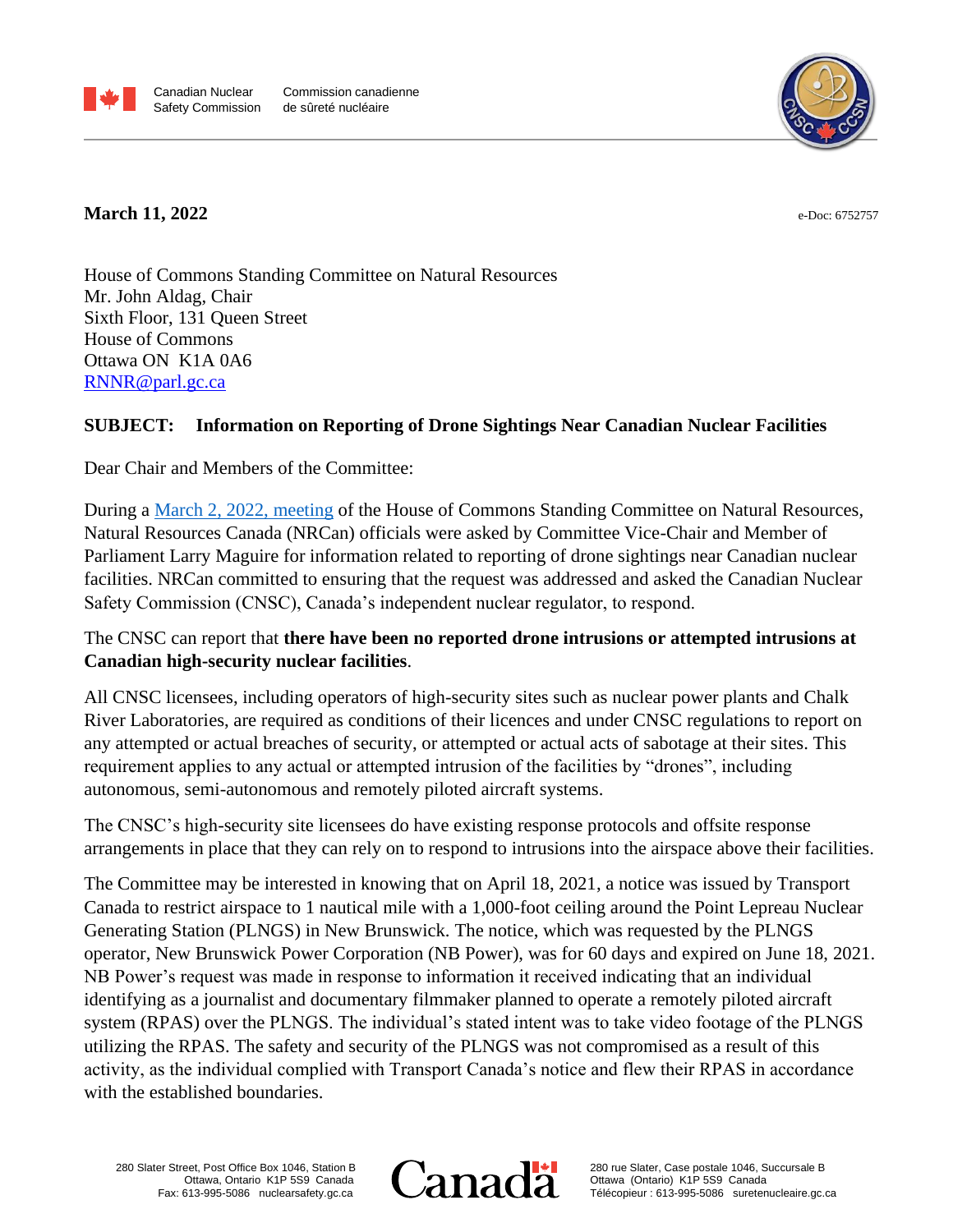Canadian Nuclear Safety Commission | Commission canadienne de sûreté nucléaire

**March 11, 2022**

e-Doc: 6752757

House of Commons Standing Committee on Natural Resources
Mr. John Aldag, Chair
Sixth Floor, 131 Queen Street
House of Commons
Ottawa ON K1A 0A6
[RNNR@parl.gc.ca](mailto:RNNR@parl.gc.ca)

**SUBJECT: Information on Reporting of Drone Sightings Near Canadian Nuclear Facilities**

Dear Chair and Members of the Committee:

During a March 2, 2022, meeting of the House of Commons Standing Committee on Natural Resources, Natural Resources Canada (NRCan) officials were asked by Committee Vice-Chair and Member of Parliament Larry Maguire for information related to reporting of drone sightings near Canadian nuclear facilities. NRCan committed to ensuring that the request was addressed and asked the Canadian Nuclear Safety Commission (CNSC), Canada's independent nuclear regulator, to respond.

The CNSC can report that **there have been no reported drone intrusions or attempted intrusions at Canadian high-security nuclear facilities**.

All CNSC licensees, including operators of high-security sites such as nuclear power plants and Chalk River Laboratories, are required as conditions of their licences and under CNSC regulations to report on any attempted or actual breaches of security, or attempted or actual acts of sabotage at their sites. This requirement applies to any actual or attempted intrusion of the facilities by "drones", including autonomous, semi-autonomous and remotely piloted aircraft systems.

The CNSC's high-security site licensees do have existing response protocols and offsite response arrangements in place that they can rely on to respond to intrusions into the airspace above their facilities.

The Committee may be interested in knowing that on April 18, 2021, a notice was issued by Transport Canada to restrict airspace to 1 nautical mile with a 1,000-foot ceiling around the Point Lepreau Nuclear Generating Station (PLNGS) in New Brunswick. The notice, which was requested by the PLNGS operator, New Brunswick Power Corporation (NB Power), was for 60 days and expired on June 18, 2021. NB Power's request was made in response to information it received indicating that an individual identifying as a journalist and documentary filmmaker planned to operate a remotely piloted aircraft system (RPAS) over the PLNGS. The individual's stated intent was to take video footage of the PLNGS utilizing the RPAS. The safety and security of the PLNGS was not compromised as a result of this activity, as the individual complied with Transport Canada's notice and flew their RPAS in accordance with the established boundaries.

280 Slater Street, Post Office Box 1046, Station B
Ottawa, Ontario K1P 5S9 Canada
Fax: 613-995-5086 nuclearsafety.gc.ca

280 rue Slater, Case postale 1046, Succursale B
Ottawa (Ontario) K1P 5S9 Canada
Télécopieur : 613-995-5086 suretenucleaire.gc.ca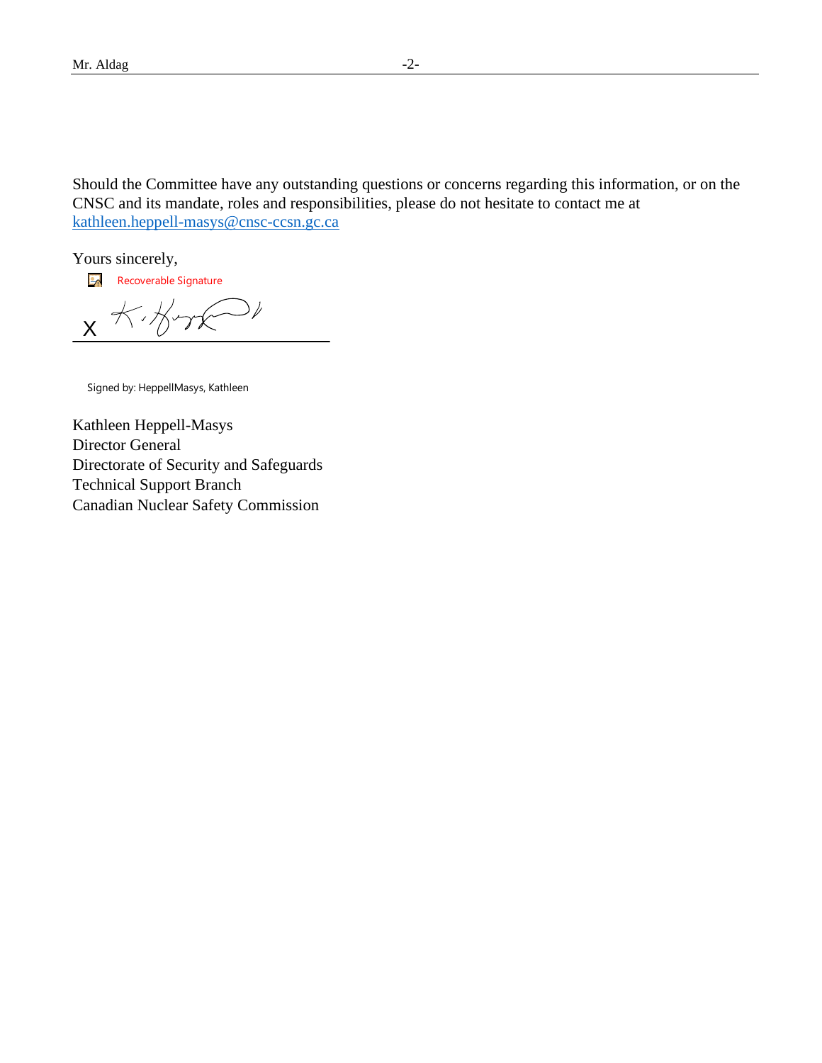Should the Committee have any outstanding questions or concerns regarding this information, or on the CNSC and its mandate, roles and responsibilities, please do not hesitate to contact me at kathleen.heppell-masys@cnsc-ccsn.gc.ca

Yours sincerely,

Recoverable Signature

X

Signed by: HeppellMasys, Kathleen

Kathleen Heppell-Masys
Director General
Directorate of Security and Safeguards
Technical Support Branch
Canadian Nuclear Safety Commission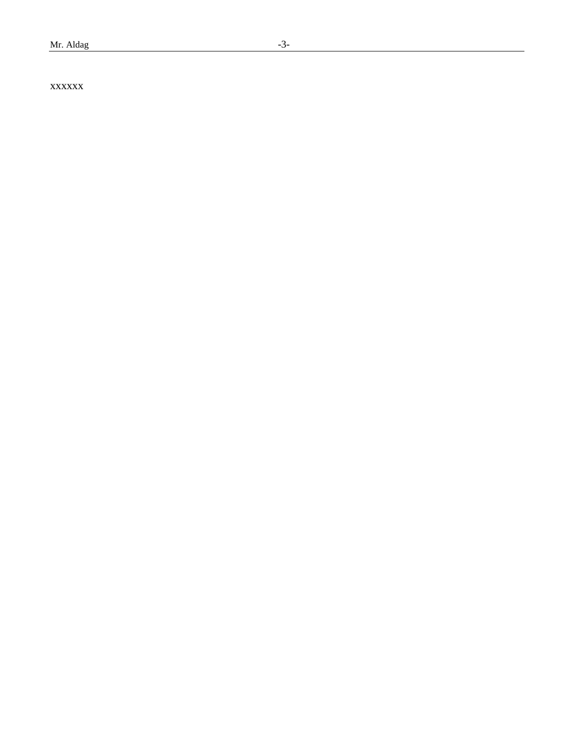xxxxxx